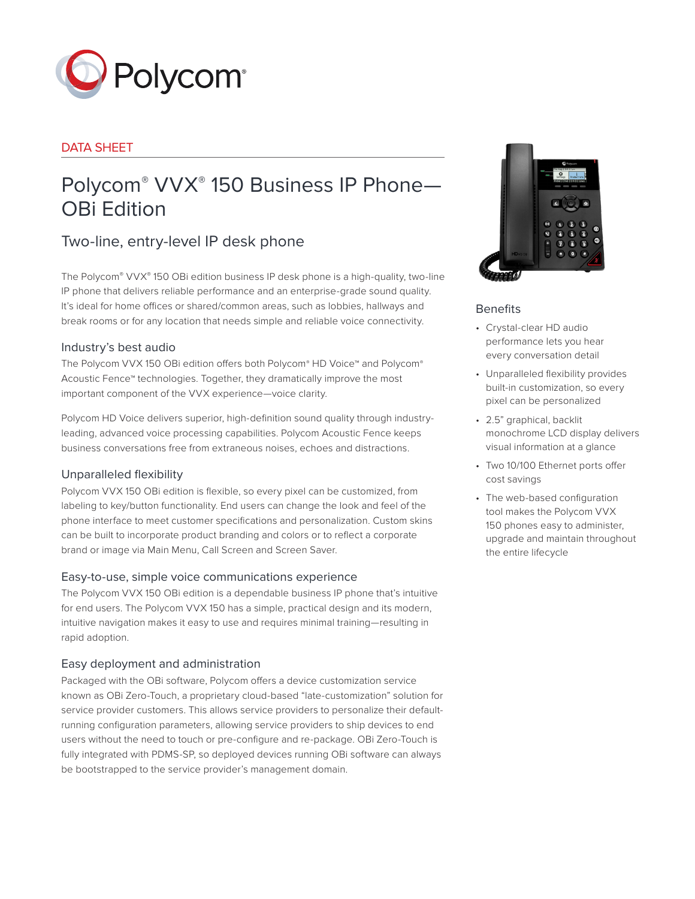DATA SHEET

# Polycom® VVX® 150 Business IP Phone—OBi Edition

## Two-line, entry-level IP desk phone

The Polycom® VVX® 150 OBi edition business IP desk phone is a high-quality, two-line IP phone that delivers reliable performance and an enterprise-grade sound quality. It's ideal for home offices or shared/common areas, such as lobbies, hallways and break rooms or for any location that needs simple and reliable voice connectivity.

### Industry's best audio

The Polycom VVX 150 OBi edition offers both Polycom® HD Voice™ and Polycom® Acoustic Fence™ technologies. Together, they dramatically improve the most important component of the VVX experience—voice clarity.

Polycom HD Voice delivers superior, high-definition sound quality through industry-leading, advanced voice processing capabilities. Polycom Acoustic Fence keeps business conversations free from extraneous noises, echoes and distractions.

### Unparalleled flexibility

Polycom VVX 150 OBi edition is flexible, so every pixel can be customized, from labeling to key/button functionality. End users can change the look and feel of the phone interface to meet customer specifications and personalization. Custom skins can be built to incorporate product branding and colors or to reflect a corporate brand or image via Main Menu, Call Screen and Screen Saver.

### Easy-to-use, simple voice communications experience

The Polycom VVX 150 OBi edition is a dependable business IP phone that's intuitive for end users. The Polycom VVX 150 has a simple, practical design and its modern, intuitive navigation makes it easy to use and requires minimal training—resulting in rapid adoption.

### Easy deployment and administration

Packaged with the OBi software, Polycom offers a device customization service known as OBi Zero-Touch, a proprietary cloud-based "late-customization" solution for service provider customers. This allows service providers to personalize their default-running configuration parameters, allowing service providers to ship devices to end users without the need to touch or pre-configure and re-package. OBi Zero-Touch is fully integrated with PDMS-SP, so deployed devices running OBi software can always be bootstrapped to the service provider's management domain.

### Benefits

- Crystal-clear HD audio performance lets you hear every conversation detail
- Unparalleled flexibility provides built-in customization, so every pixel can be personalized
- 2.5" graphical, backlit monochrome LCD display delivers visual information at a glance
- Two 10/100 Ethernet ports offer cost savings
- The web-based configuration tool makes the Polycom VVX 150 phones easy to administer, upgrade and maintain throughout the entire lifecycle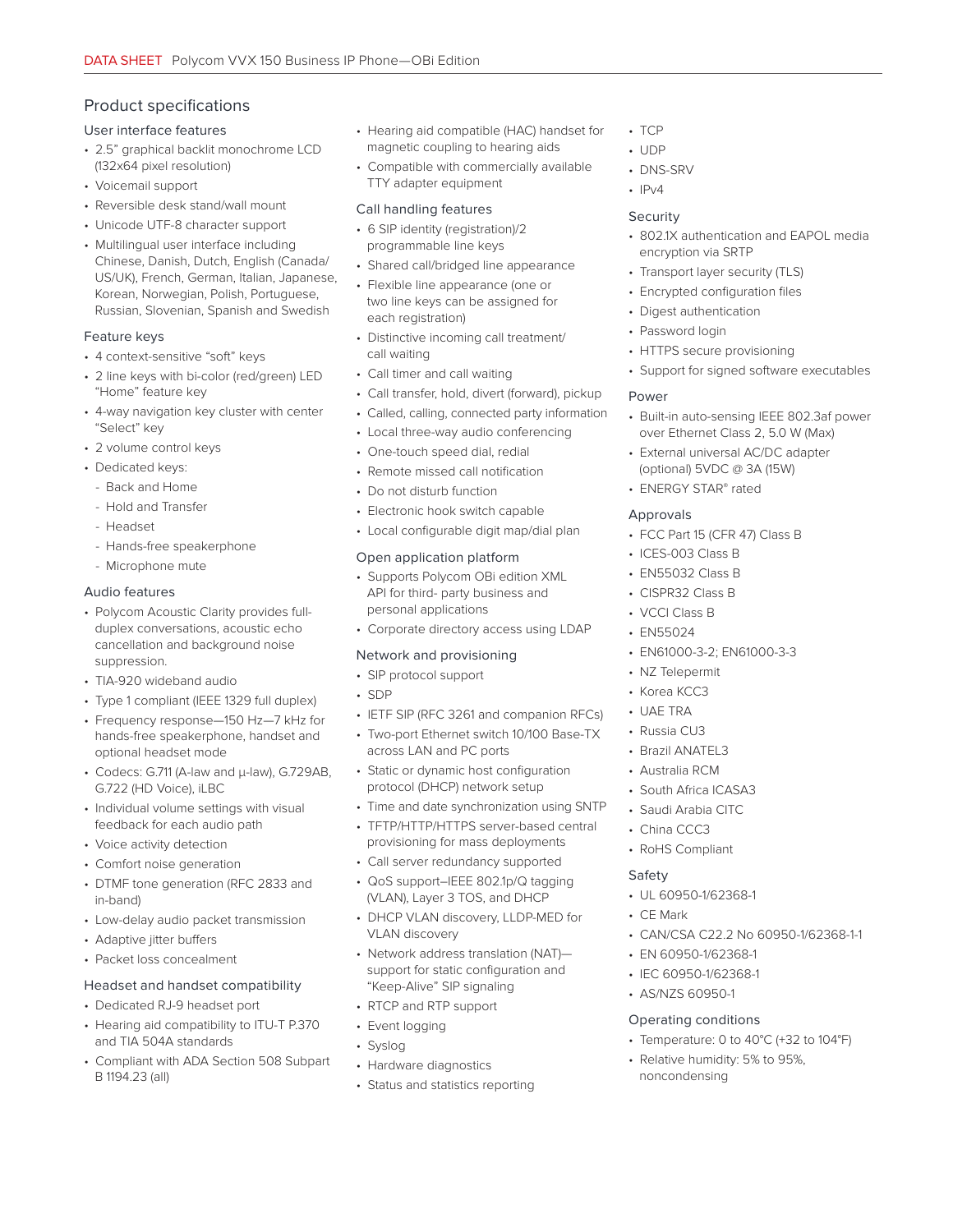## Product specifications

### User interface features

- 2.5” graphical backlit monochrome LCD (132x64 pixel resolution)
- Voicemail support
- Reversible desk stand/wall mount
- Unicode UTF-8 character support
- Multilingual user interface including Chinese, Danish, Dutch, English (Canada/US/UK), French, German, Italian, Japanese, Korean, Norwegian, Polish, Portuguese, Russian, Slovenian, Spanish and Swedish

### Feature keys

- 4 context-sensitive “soft” keys
- 2 line keys with bi-color (red/green) LED “Home” feature key
- 4-way navigation key cluster with center “Select” key
- 2 volume control keys
- Dedicated keys:
  - Back and Home
  - Hold and Transfer
  - Headset
  - Hands-free speakerphone
  - Microphone mute

### Audio features

- Polycom Acoustic Clarity provides full-duplex conversations, acoustic echo cancellation and background noise suppression.
- TIA-920 wideband audio
- Type 1 compliant (IEEE 1329 full duplex)
- Frequency response—150 Hz—7 kHz for hands-free speakerphone, handset and optional headset mode
- Codecs: G.711 (A-law and μ-law), G.729AB, G.722 (HD Voice), iLBC
- Individual volume settings with visual feedback for each audio path
- Voice activity detection
- Comfort noise generation
- DTMF tone generation (RFC 2833 and in-band)
- Low-delay audio packet transmission
- Adaptive jitter buffers
- Packet loss concealment

### Headset and handset compatibility

- Dedicated RJ-9 headset port
- Hearing aid compatibility to ITU-T P.370 and TIA 504A standards
- Compliant with ADA Section 508 Subpart B 1194.23 (all)
- Hearing aid compatible (HAC) handset for magnetic coupling to hearing aids
- Compatible with commercially available TTY adapter equipment

### Call handling features

- 6 SIP identity (registration)/2 programmable line keys
- Shared call/bridged line appearance
- Flexible line appearance (one or two line keys can be assigned for each registration)
- Distinctive incoming call treatment/call waiting
- Call timer and call waiting
- Call transfer, hold, divert (forward), pickup
- Called, calling, connected party information
- Local three-way audio conferencing
- One-touch speed dial, redial
- Remote missed call notification
- Do not disturb function
- Electronic hook switch capable
- Local configurable digit map/dial plan

### Open application platform

- Supports Polycom OBi edition XML API for third- party business and personal applications
- Corporate directory access using LDAP

### Network and provisioning

- SIP protocol support
- SDP
- IETF SIP (RFC 3261 and companion RFCs)
- Two-port Ethernet switch 10/100 Base-TX across LAN and PC ports
- Static or dynamic host configuration protocol (DHCP) network setup
- Time and date synchronization using SNTP
- TFTP/HTTP/HTTPS server-based central provisioning for mass deployments
- Call server redundancy supported
- QoS support–IEEE 802.1p/Q tagging (VLAN), Layer 3 TOS, and DHCP
- DHCP VLAN discovery, LLDP-MED for VLAN discovery
- Network address translation (NAT)—support for static configuration and “Keep-Alive” SIP signaling
- RTCP and RTP support
- Event logging
- Syslog
- Hardware diagnostics
- Status and statistics reporting
- TCP
- UDP
- DNS-SRV
- IPv4

### Security

- 802.1X authentication and EAPOL media encryption via SRTP
- Transport layer security (TLS)
- Encrypted configuration files
- Digest authentication
- Password login
- HTTPS secure provisioning
- Support for signed software executables

### Power

- Built-in auto-sensing IEEE 802.3af power over Ethernet Class 2, 5.0 W (Max)
- External universal AC/DC adapter (optional) 5VDC @ 3A (15W)
- ENERGY STAR® rated

### Approvals

- FCC Part 15 (CFR 47) Class B
- ICES-003 Class B
- EN55032 Class B
- CISPR32 Class B
- VCCI Class B
- EN55024
- EN61000-3-2; EN61000-3-3
- NZ Telepermit
- Korea KCC3
- UAE TRA
- Russia CU3
- Brazil ANATEL3
- Australia RCM
- South Africa ICASA3
- Saudi Arabia CITC
- China CCC3
- RoHS Compliant

### Safety

- UL 60950-1/62368-1
- CE Mark
- CAN/CSA C22.2 No 60950-1/62368-1-1
- EN 60950-1/62368-1
- IEC 60950-1/62368-1
- AS/NZS 60950-1

### Operating conditions

- Temperature: 0 to 40°C (+32 to 104°F)
- Relative humidity: 5% to 95%, noncondensing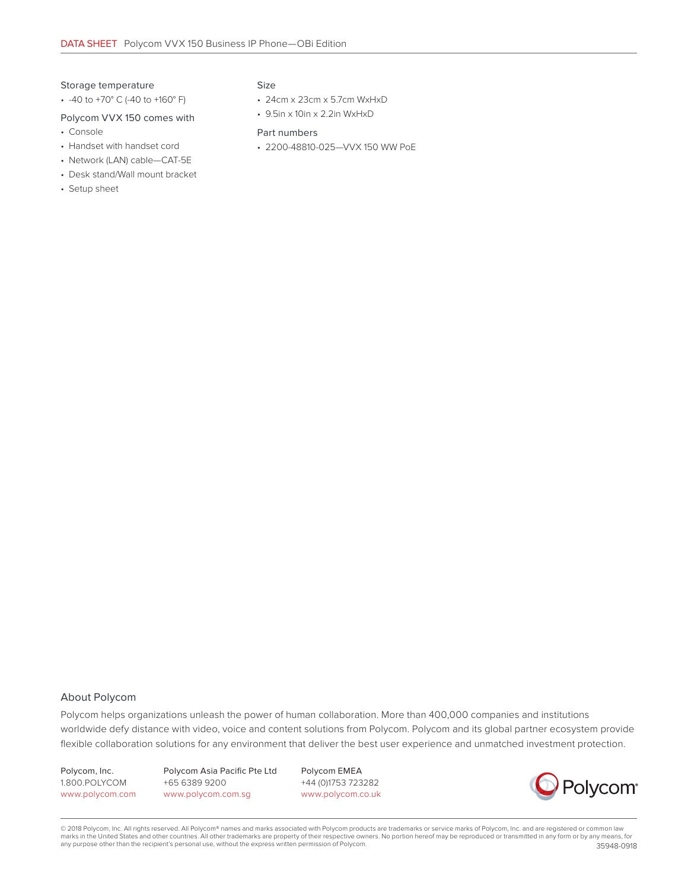### Storage temperature

- -40 to +70° C (-40 to +160° F)

### Polycom VVX 150 comes with

- Console
- Handset with handset cord
- Network (LAN) cable—CAT-5E
- Desk stand/Wall mount bracket
- Setup sheet

### Size

- 24cm x 23cm x 5.7cm WxHxD
- 9.5in x 10in x 2.2in WxHxD

### Part numbers

- 2200-48810-025—VVX 150 WW PoE

## About Polycom

Polycom helps organizations unleash the power of human collaboration. More than 400,000 companies and institutions worldwide defy distance with video, voice and content solutions from Polycom. Polycom and its global partner ecosystem provide flexible collaboration solutions for any environment that deliver the best user experience and unmatched investment protection.

Polycom, Inc.
1.800.POLYCOM
www.polycom.com

Polycom Asia Pacific Pte Ltd
+65 6389 9200
www.polycom.com.sg

Polycom EMEA
+44 (0)1753 723282
www.polycom.co.uk

© 2018 Polycom, Inc. All rights reserved. All Polycom® names and marks associated with Polycom products are trademarks or service marks of Polycom, Inc. and are registered or common law marks in the United States and other countries. All other trademarks are property of their respective owners. No portion hereof may be reproduced or transmitted in any form or by any means, for any purpose other than the recipient's personal use, without the express written permission of Polycom.

35948-0918